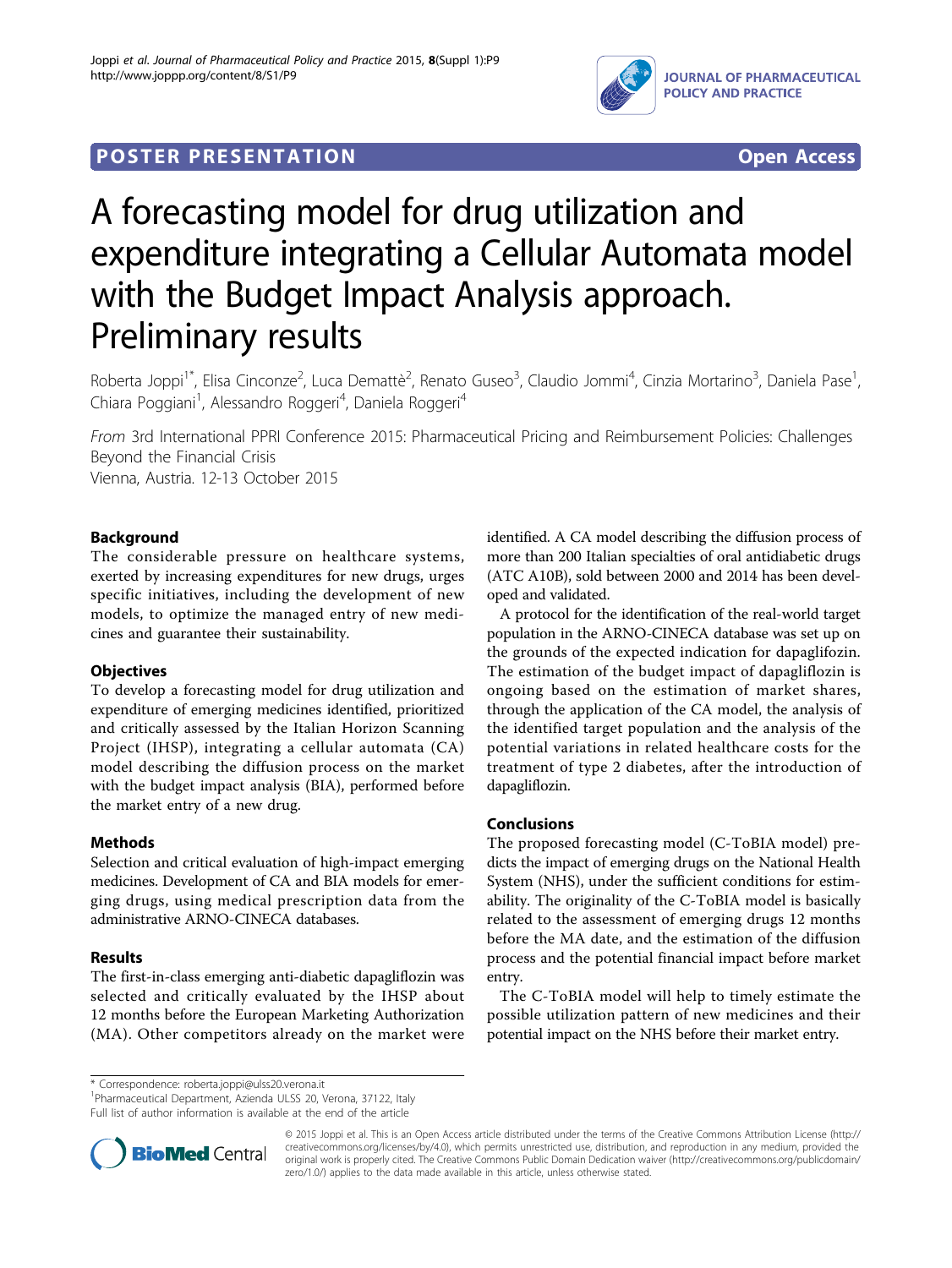POSTER PRESENTATION **Open Access**

# A forecasting model for drug utilization and expenditure integrating a Cellular Automata model with the Budget Impact Analysis approach. Preliminary results

Roberta Joppi[1*], Elisa Cinconze[2], Luca Demattè[2], Renato Guseo[3], Claudio Jommi[4], Cinzia Mortarino[3], Daniela Pase[1], Chiara Poggiani[1], Alessandro Roggeri[4], Daniela Roggeri[4]

*From* 3rd International PPRI Conference 2015: Pharmaceutical Pricing and Reimbursement Policies: Challenges Beyond the Financial Crisis
Vienna, Austria. 12-13 October 2015

## Background

The considerable pressure on healthcare systems, exerted by increasing expenditures for new drugs, urges specific initiatives, including the development of new models, to optimize the managed entry of new medicines and guarantee their sustainability.

## Objectives

To develop a forecasting model for drug utilization and expenditure of emerging medicines identified, prioritized and critically assessed by the Italian Horizon Scanning Project (IHSP), integrating a cellular automata (CA) model describing the diffusion process on the market with the budget impact analysis (BIA), performed before the market entry of a new drug.

## Methods

Selection and critical evaluation of high-impact emerging medicines. Development of CA and BIA models for emerging drugs, using medical prescription data from the administrative ARNO-CINECA databases.

## Results

The first-in-class emerging anti-diabetic dapagliflozin was selected and critically evaluated by the IHSP about 12 months before the European Marketing Authorization (MA). Other competitors already on the market were identified. A CA model describing the diffusion process of more than 200 Italian specialties of oral antidiabetic drugs (ATC A10B), sold between 2000 and 2014 has been developed and validated.

A protocol for the identification of the real-world target population in the ARNO-CINECA database was set up on the grounds of the expected indication for dapaglifozin. The estimation of the budget impact of dapagliflozin is ongoing based on the estimation of market shares, through the application of the CA model, the analysis of the identified target population and the analysis of the potential variations in related healthcare costs for the treatment of type 2 diabetes, after the introduction of dapagliflozin.

## Conclusions

The proposed forecasting model (C-ToBIA model) predicts the impact of emerging drugs on the National Health System (NHS), under the sufficient conditions for estimability. The originality of the C-ToBIA model is basically related to the assessment of emerging drugs 12 months before the MA date, and the estimation of the diffusion process and the potential financial impact before market entry.

The C-ToBIA model will help to timely estimate the possible utilization pattern of new medicines and their potential impact on the NHS before their market entry.

\* Correspondence: roberta.joppi@ulss20.verona.it
[1]Pharmaceutical Department, Azienda ULSS 20, Verona, 37122, Italy
Full list of author information is available at the end of the article

© 2015 Joppi et al. This is an Open Access article distributed under the terms of the Creative Commons Attribution License (http://creativecommons.org/licenses/by/4.0), which permits unrestricted use, distribution, and reproduction in any medium, provided the original work is properly cited. The Creative Commons Public Domain Dedication waiver (http://creativecommons.org/publicdomain/zero/1.0/) applies to the data made available in this article, unless otherwise stated.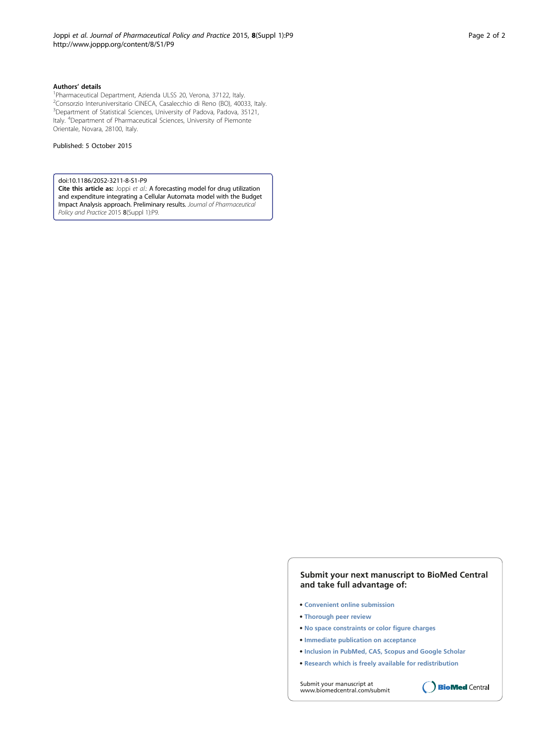#### Authors' details

[1]Pharmaceutical Department, Azienda ULSS 20, Verona, 37122, Italy. [2]Consorzio Interuniversitario CINECA, Casalecchio di Reno (BO), 40033, Italy. [3]Department of Statistical Sciences, University of Padova, Padova, 35121, Italy. [4]Department of Pharmaceutical Sciences, University of Piemonte Orientale, Novara, 28100, Italy.

Published: 5 October 2015

doi:10.1186/2052-3211-8-S1-P9

**Cite this article as:** Joppi *et al.*: A forecasting model for drug utilization and expenditure integrating a Cellular Automata model with the Budget Impact Analysis approach. Preliminary results. *Journal of Pharmaceutical Policy and Practice* 2015 **8**(Suppl 1):P9.

**Submit your next manuscript to BioMed Central and take full advantage of:**

- **Convenient online submission**
- **Thorough peer review**
- **No space constraints or color figure charges**
- **Immediate publication on acceptance**
- **Inclusion in PubMed, CAS, Scopus and Google Scholar**
- **Research which is freely available for redistribution**

Submit your manuscript at
www.biomedcentral.com/submit

BioMed Central